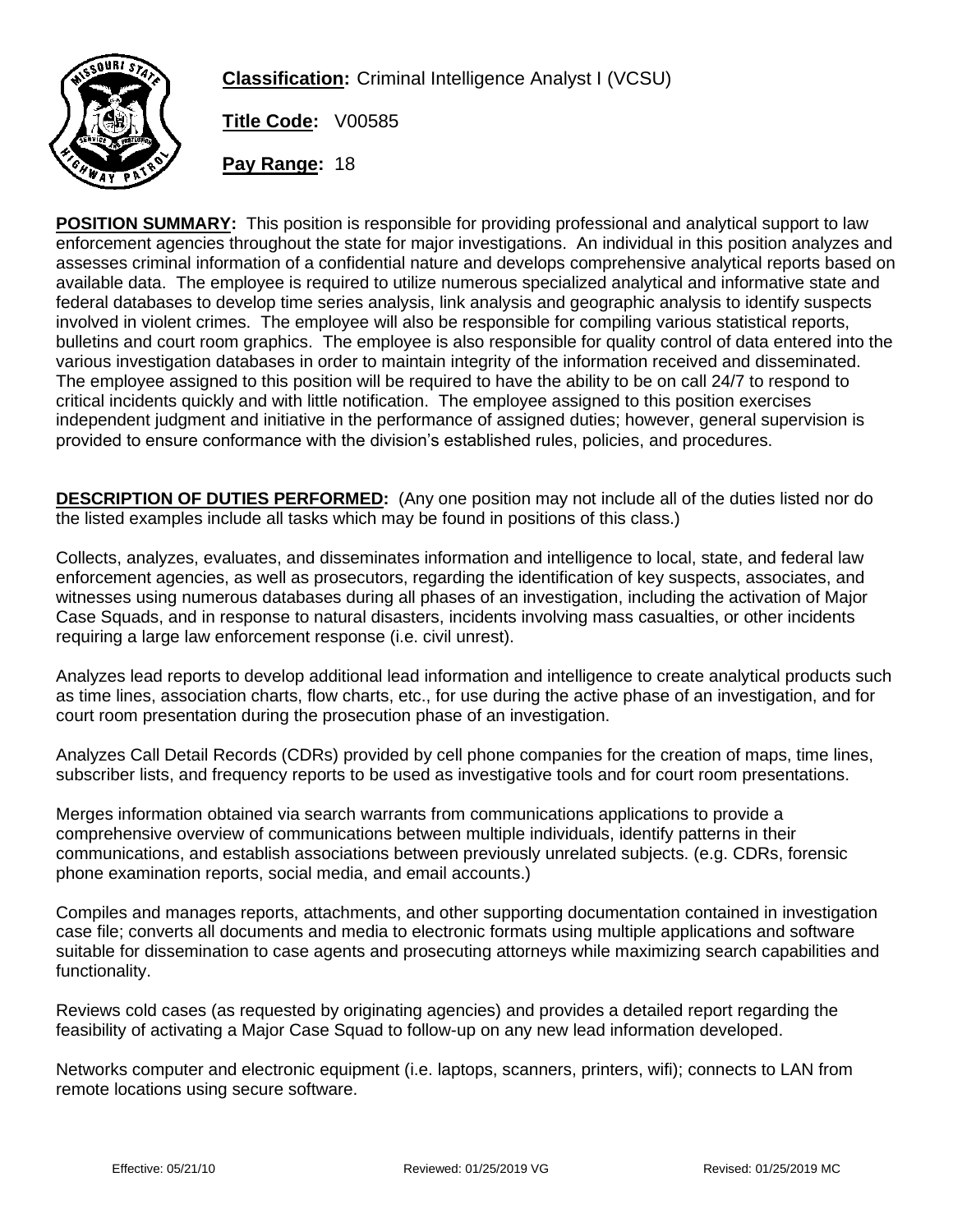**Classification:** Criminal Intelligence Analyst I (VCSU)

**Title Code:** V00585

**Pay Range:** 18

**POSITION SUMMARY:** This position is responsible for providing professional and analytical support to law enforcement agencies throughout the state for major investigations. An individual in this position analyzes and assesses criminal information of a confidential nature and develops comprehensive analytical reports based on available data. The employee is required to utilize numerous specialized analytical and informative state and federal databases to develop time series analysis, link analysis and geographic analysis to identify suspects involved in violent crimes. The employee will also be responsible for compiling various statistical reports, bulletins and court room graphics. The employee is also responsible for quality control of data entered into the various investigation databases in order to maintain integrity of the information received and disseminated. The employee assigned to this position will be required to have the ability to be on call 24/7 to respond to critical incidents quickly and with little notification. The employee assigned to this position exercises independent judgment and initiative in the performance of assigned duties; however, general supervision is provided to ensure conformance with the division's established rules, policies, and procedures.

**DESCRIPTION OF DUTIES PERFORMED:** (Any one position may not include all of the duties listed nor do the listed examples include all tasks which may be found in positions of this class.)

Collects, analyzes, evaluates, and disseminates information and intelligence to local, state, and federal law enforcement agencies, as well as prosecutors, regarding the identification of key suspects, associates, and witnesses using numerous databases during all phases of an investigation, including the activation of Major Case Squads, and in response to natural disasters, incidents involving mass casualties, or other incidents requiring a large law enforcement response (i.e. civil unrest).

Analyzes lead reports to develop additional lead information and intelligence to create analytical products such as time lines, association charts, flow charts, etc., for use during the active phase of an investigation, and for court room presentation during the prosecution phase of an investigation.

Analyzes Call Detail Records (CDRs) provided by cell phone companies for the creation of maps, time lines, subscriber lists, and frequency reports to be used as investigative tools and for court room presentations.

Merges information obtained via search warrants from communications applications to provide a comprehensive overview of communications between multiple individuals, identify patterns in their communications, and establish associations between previously unrelated subjects. (e.g. CDRs, forensic phone examination reports, social media, and email accounts.)

Compiles and manages reports, attachments, and other supporting documentation contained in investigation case file; converts all documents and media to electronic formats using multiple applications and software suitable for dissemination to case agents and prosecuting attorneys while maximizing search capabilities and functionality.

Reviews cold cases (as requested by originating agencies) and provides a detailed report regarding the feasibility of activating a Major Case Squad to follow-up on any new lead information developed.

Networks computer and electronic equipment (i.e. laptops, scanners, printers, wifi); connects to LAN from remote locations using secure software.

Effective: 05/21/10 Reviewed: 01/25/2019 VG Revised: 01/25/2019 MC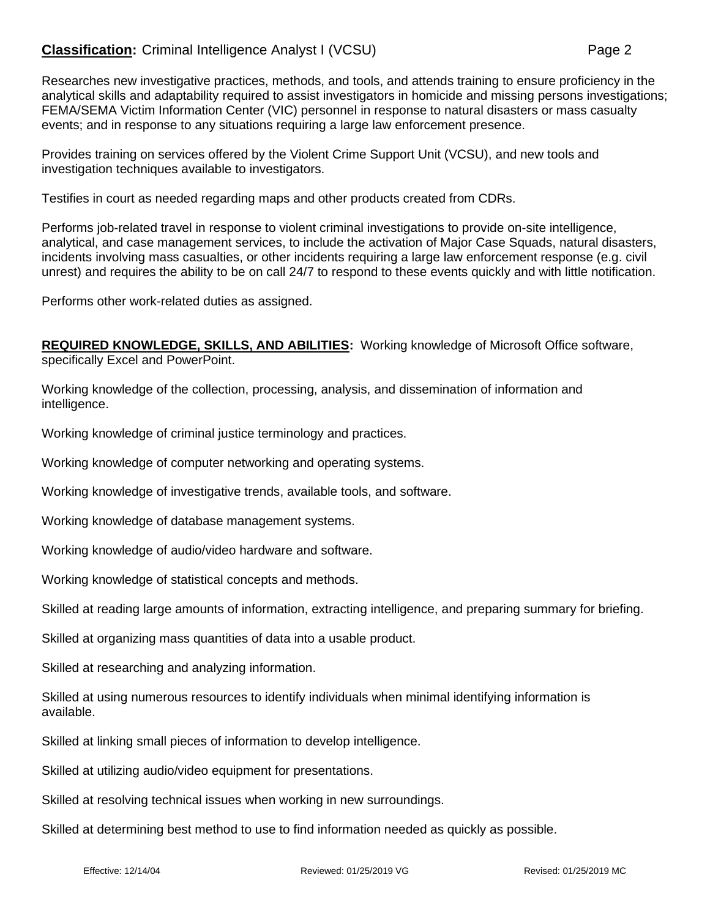Researches new investigative practices, methods, and tools, and attends training to ensure proficiency in the analytical skills and adaptability required to assist investigators in homicide and missing persons investigations; FEMA/SEMA Victim Information Center (VIC) personnel in response to natural disasters or mass casualty events; and in response to any situations requiring a large law enforcement presence.

Provides training on services offered by the Violent Crime Support Unit (VCSU), and new tools and investigation techniques available to investigators.

Testifies in court as needed regarding maps and other products created from CDRs.

Performs job-related travel in response to violent criminal investigations to provide on-site intelligence, analytical, and case management services, to include the activation of Major Case Squads, natural disasters, incidents involving mass casualties, or other incidents requiring a large law enforcement response (e.g. civil unrest) and requires the ability to be on call 24/7 to respond to these events quickly and with little notification.

Performs other work-related duties as assigned.

**REQUIRED KNOWLEDGE, SKILLS, AND ABILITIES:** Working knowledge of Microsoft Office software, specifically Excel and PowerPoint.

Working knowledge of the collection, processing, analysis, and dissemination of information and intelligence.

Working knowledge of criminal justice terminology and practices.

Working knowledge of computer networking and operating systems.

Working knowledge of investigative trends, available tools, and software.

Working knowledge of database management systems.

Working knowledge of audio/video hardware and software.

Working knowledge of statistical concepts and methods.

Skilled at reading large amounts of information, extracting intelligence, and preparing summary for briefing.

Skilled at organizing mass quantities of data into a usable product.

Skilled at researching and analyzing information.

Skilled at using numerous resources to identify individuals when minimal identifying information is available.

Skilled at linking small pieces of information to develop intelligence.

Skilled at utilizing audio/video equipment for presentations.

Skilled at resolving technical issues when working in new surroundings.

Skilled at determining best method to use to find information needed as quickly as possible.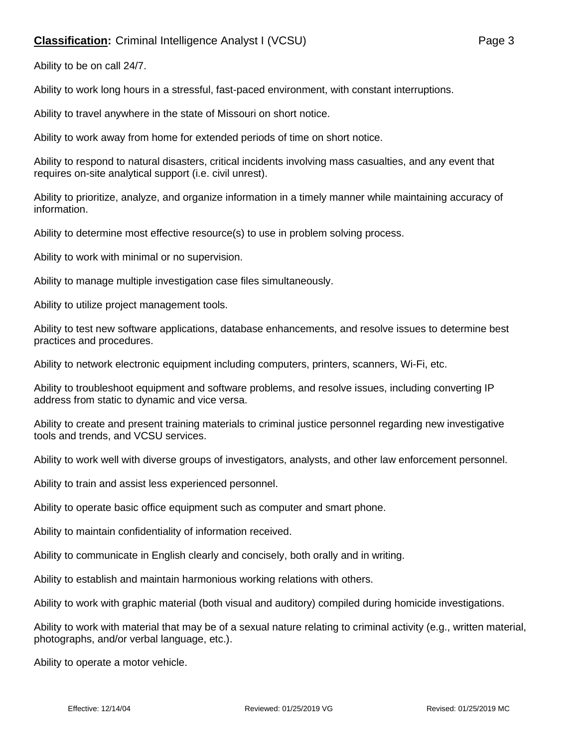Ability to be on call 24/7.

Ability to work long hours in a stressful, fast-paced environment, with constant interruptions.

Ability to travel anywhere in the state of Missouri on short notice.

Ability to work away from home for extended periods of time on short notice.

Ability to respond to natural disasters, critical incidents involving mass casualties, and any event that requires on-site analytical support (i.e. civil unrest).

Ability to prioritize, analyze, and organize information in a timely manner while maintaining accuracy of information.

Ability to determine most effective resource(s) to use in problem solving process.

Ability to work with minimal or no supervision.

Ability to manage multiple investigation case files simultaneously.

Ability to utilize project management tools.

Ability to test new software applications, database enhancements, and resolve issues to determine best practices and procedures.

Ability to network electronic equipment including computers, printers, scanners, Wi-Fi, etc.

Ability to troubleshoot equipment and software problems, and resolve issues, including converting IP address from static to dynamic and vice versa.

Ability to create and present training materials to criminal justice personnel regarding new investigative tools and trends, and VCSU services.

Ability to work well with diverse groups of investigators, analysts, and other law enforcement personnel.

Ability to train and assist less experienced personnel.

Ability to operate basic office equipment such as computer and smart phone.

Ability to maintain confidentiality of information received.

Ability to communicate in English clearly and concisely, both orally and in writing.

Ability to establish and maintain harmonious working relations with others.

Ability to work with graphic material (both visual and auditory) compiled during homicide investigations.

Ability to work with material that may be of a sexual nature relating to criminal activity (e.g., written material, photographs, and/or verbal language, etc.).

Ability to operate a motor vehicle.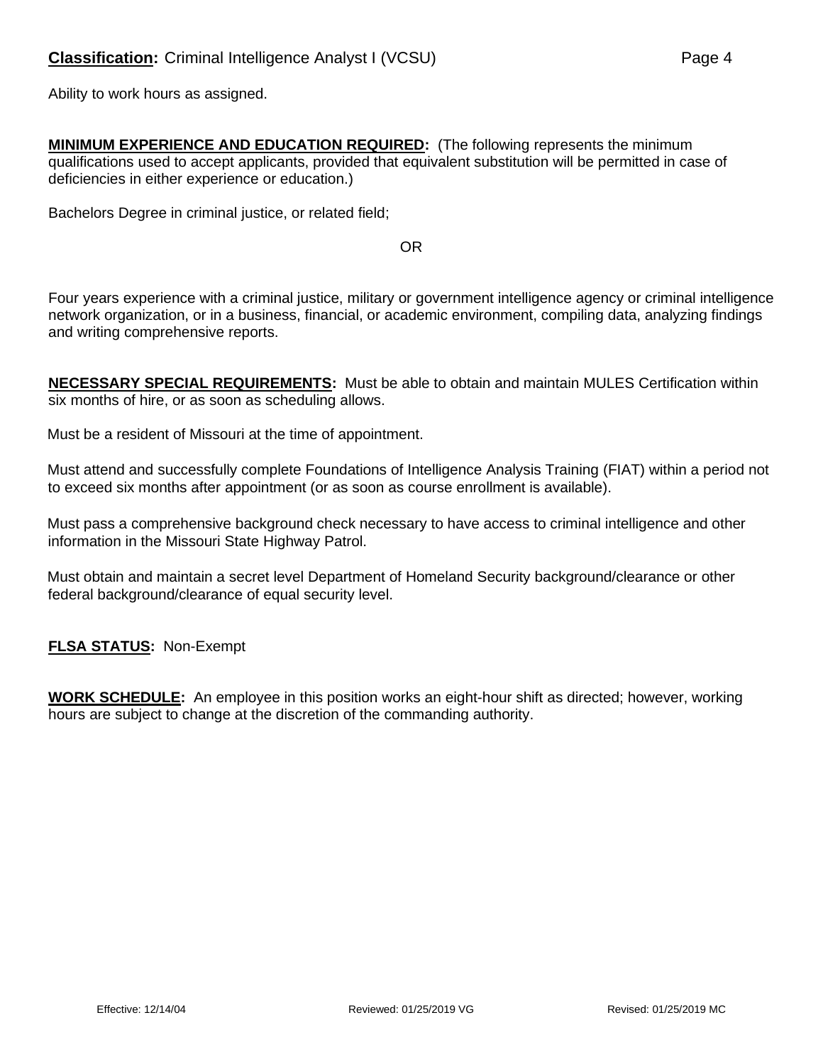Ability to work hours as assigned.

**MINIMUM EXPERIENCE AND EDUCATION REQUIRED:** (The following represents the minimum qualifications used to accept applicants, provided that equivalent substitution will be permitted in case of deficiencies in either experience or education.)

Bachelors Degree in criminal justice, or related field;

OR

Four years experience with a criminal justice, military or government intelligence agency or criminal intelligence network organization, or in a business, financial, or academic environment, compiling data, analyzing findings and writing comprehensive reports.

**NECESSARY SPECIAL REQUIREMENTS:** Must be able to obtain and maintain MULES Certification within six months of hire, or as soon as scheduling allows.

Must be a resident of Missouri at the time of appointment.

Must attend and successfully complete Foundations of Intelligence Analysis Training (FIAT) within a period not to exceed six months after appointment (or as soon as course enrollment is available).

Must pass a comprehensive background check necessary to have access to criminal intelligence and other information in the Missouri State Highway Patrol.

Must obtain and maintain a secret level Department of Homeland Security background/clearance or other federal background/clearance of equal security level.

**FLSA STATUS:** Non-Exempt

**WORK SCHEDULE:** An employee in this position works an eight-hour shift as directed; however, working hours are subject to change at the discretion of the commanding authority.

Effective: 12/14/04 Reviewed: 01/25/2019 VG Revised: 01/25/2019 MC